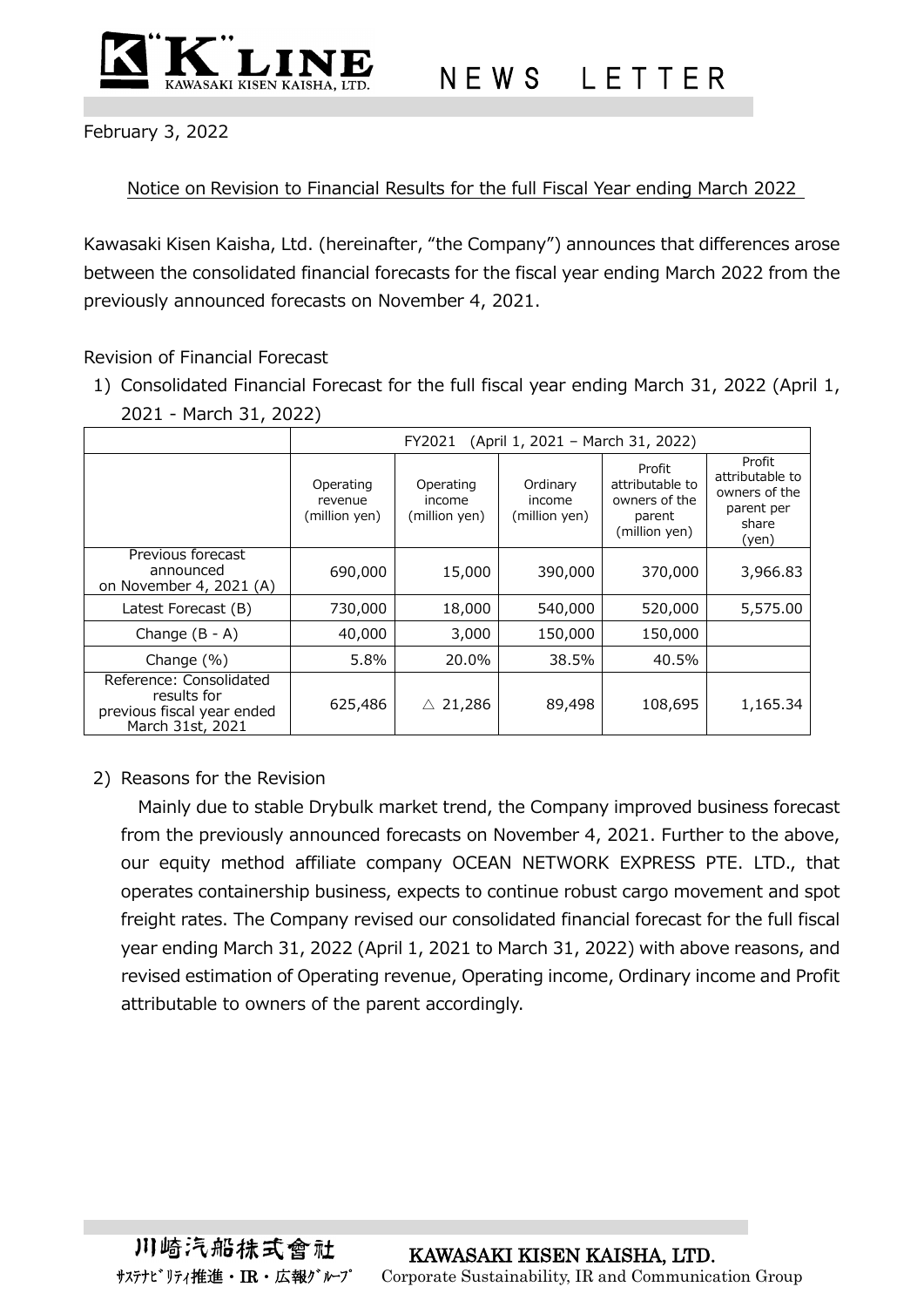K LINE KAWASAKI KISEN KAISHA, LTD. NEWS LETTER

February 3, 2022

## Notice on Revision to Financial Results for the full Fiscal Year ending March 2022

Kawasaki Kisen Kaisha, Ltd. (hereinafter, "the Company") announces that differences arose between the consolidated financial forecasts for the fiscal year ending March 2022 from the previously announced forecasts on November 4, 2021.

Revision of Financial Forecast

1) Consolidated Financial Forecast for the full fiscal year ending March 31, 2022 (April 1, 2021 - March 31, 2022)

| | FY2021 (April 1, 2021 – March 31, 2022) | | | | |
|---|---|---|---|---|---|
| | Operating revenue (million yen) | Operating income (million yen) | Ordinary income (million yen) | Profit attributable to owners of the parent (million yen) | Profit attributable to owners of the parent per share (yen) |
| Previous forecast announced on November 4, 2021 (A) | 690,000 | 15,000 | 390,000 | 370,000 | 3,966.83 |
| Latest Forecast (B) | 730,000 | 18,000 | 540,000 | 520,000 | 5,575.00 |
| Change (B - A) | 40,000 | 3,000 | 150,000 | 150,000 | |
| Change (%) | 5.8% | 20.0% | 38.5% | 40.5% | |
| Reference: Consolidated results for previous fiscal year ended March 31st, 2021 | 625,486 | △ 21,286 | 89,498 | 108,695 | 1,165.34 |

2) Reasons for the Revision

Mainly due to stable Drybulk market trend, the Company improved business forecast from the previously announced forecasts on November 4, 2021. Further to the above, our equity method affiliate company OCEAN NETWORK EXPRESS PTE. LTD., that operates containership business, expects to continue robust cargo movement and spot freight rates. The Company revised our consolidated financial forecast for the full fiscal year ending March 31, 2022 (April 1, 2021 to March 31, 2022) with above reasons, and revised estimation of Operating revenue, Operating income, Ordinary income and Profit attributable to owners of the parent accordingly.

川崎汽船株式會社 KAWASAKI KISEN KAISHA, LTD.
ｻｽﾃﾅﾋﾞﾘﾃｨ推進・IR・広報ｸﾞﾙｰﾌﾟ Corporate Sustainability, IR and Communication Group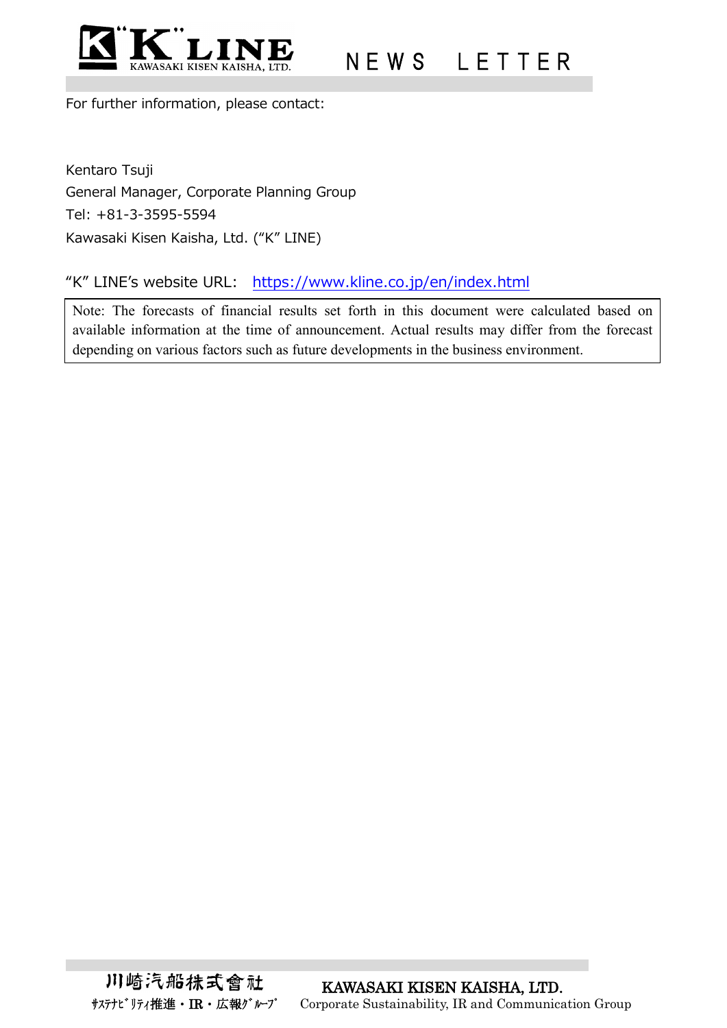For further information, please contact:

Kentaro Tsuji
General Manager, Corporate Planning Group
Tel: +81-3-3595-5594
Kawasaki Kisen Kaisha, Ltd. (“K” LINE)

“K” LINE’s website URL: https://www.kline.co.jp/en/index.html

| |
|---|
| Note: The forecasts of financial results set forth in this document were calculated based on available information at the time of announcement. Actual results may differ from the forecast depending on various factors such as future developments in the business environment. |